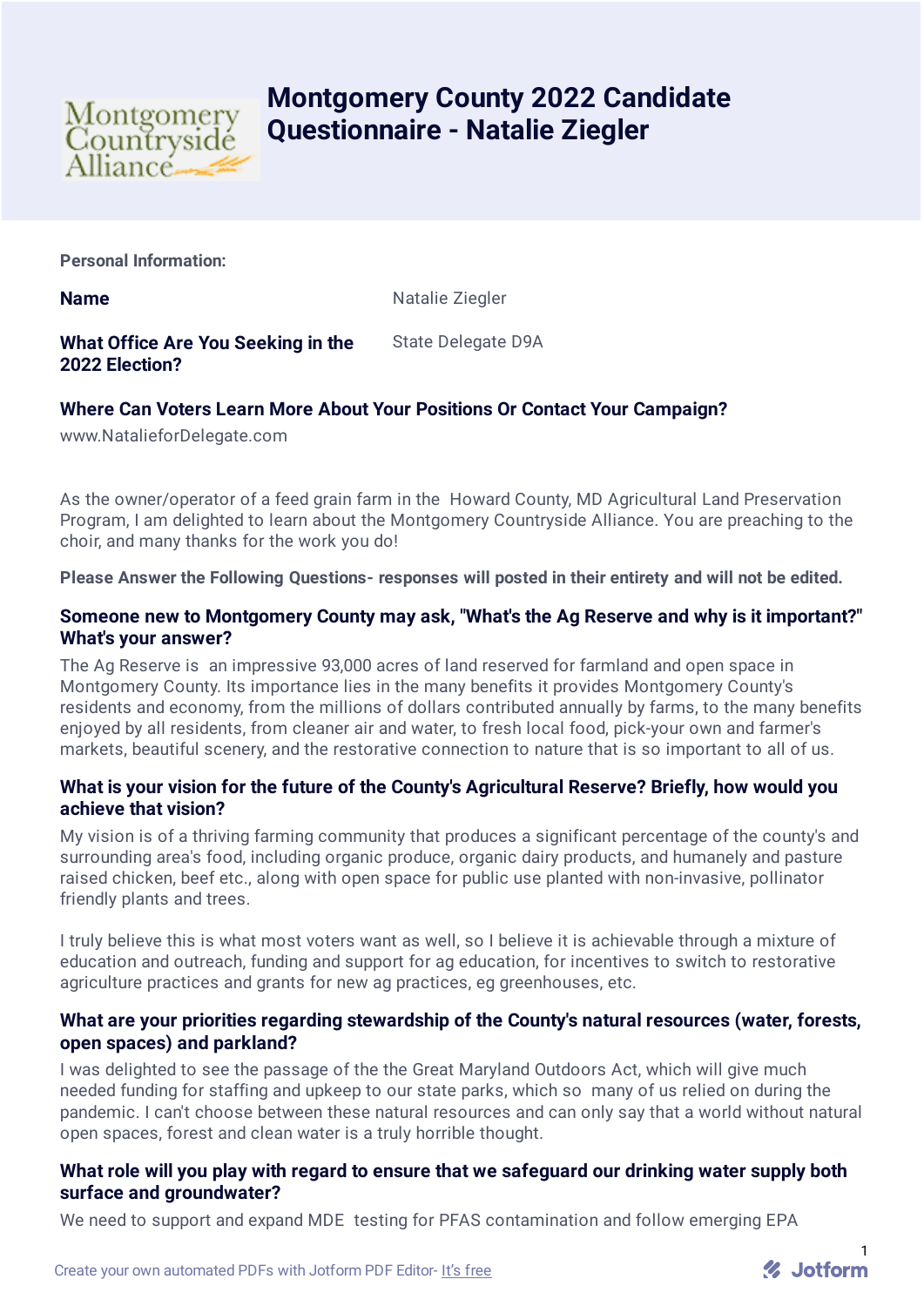# Montgomery County 2022 Candidate Questionnaire - Natalie Ziegler

**Personal Information:**

| | |
|---|---|
| **Name** | Natalie Ziegler |
| **What Office Are You Seeking in the 2022 Election?** | State Delegate D9A |

**Where Can Voters Learn More About Your Positions Or Contact Your Campaign?**

www.NatalieforDelegate.com

As the owner/operator of a feed grain farm in the Howard County, MD Agricultural Land Preservation Program, I am delighted to learn about the Montgomery Countryside Alliance. You are preaching to the choir, and many thanks for the work you do!

**Please Answer the Following Questions- responses will posted in their entirety and will not be edited.**

### Someone new to Montgomery County may ask, "What's the Ag Reserve and why is it important?" What's your answer?

The Ag Reserve is an impressive 93,000 acres of land reserved for farmland and open space in Montgomery County. Its importance lies in the many benefits it provides Montgomery County's residents and economy, from the millions of dollars contributed annually by farms, to the many benefits enjoyed by all residents, from cleaner air and water, to fresh local food, pick-your own and farmer's markets, beautiful scenery, and the restorative connection to nature that is so important to all of us.

### What is your vision for the future of the County's Agricultural Reserve? Briefly, how would you achieve that vision?

My vision is of a thriving farming community that produces a significant percentage of the county's and surrounding area's food, including organic produce, organic dairy products, and humanely and pasture raised chicken, beef etc., along with open space for public use planted with non-invasive, pollinator friendly plants and trees.

I truly believe this is what most voters want as well, so I believe it is achievable through a mixture of education and outreach, funding and support for ag education, for incentives to switch to restorative agriculture practices and grants for new ag practices, eg greenhouses, etc.

### What are your priorities regarding stewardship of the County's natural resources (water, forests, open spaces) and parkland?

I was delighted to see the passage of the the Great Maryland Outdoors Act, which will give much needed funding for staffing and upkeep to our state parks, which so many of us relied on during the pandemic. I can't choose between these natural resources and can only say that a world without natural open spaces, forest and clean water is a truly horrible thought.

### What role will you play with regard to ensure that we safeguard our drinking water supply both surface and groundwater?

We need to support and expand MDE testing for PFAS contamination and follow emerging EPA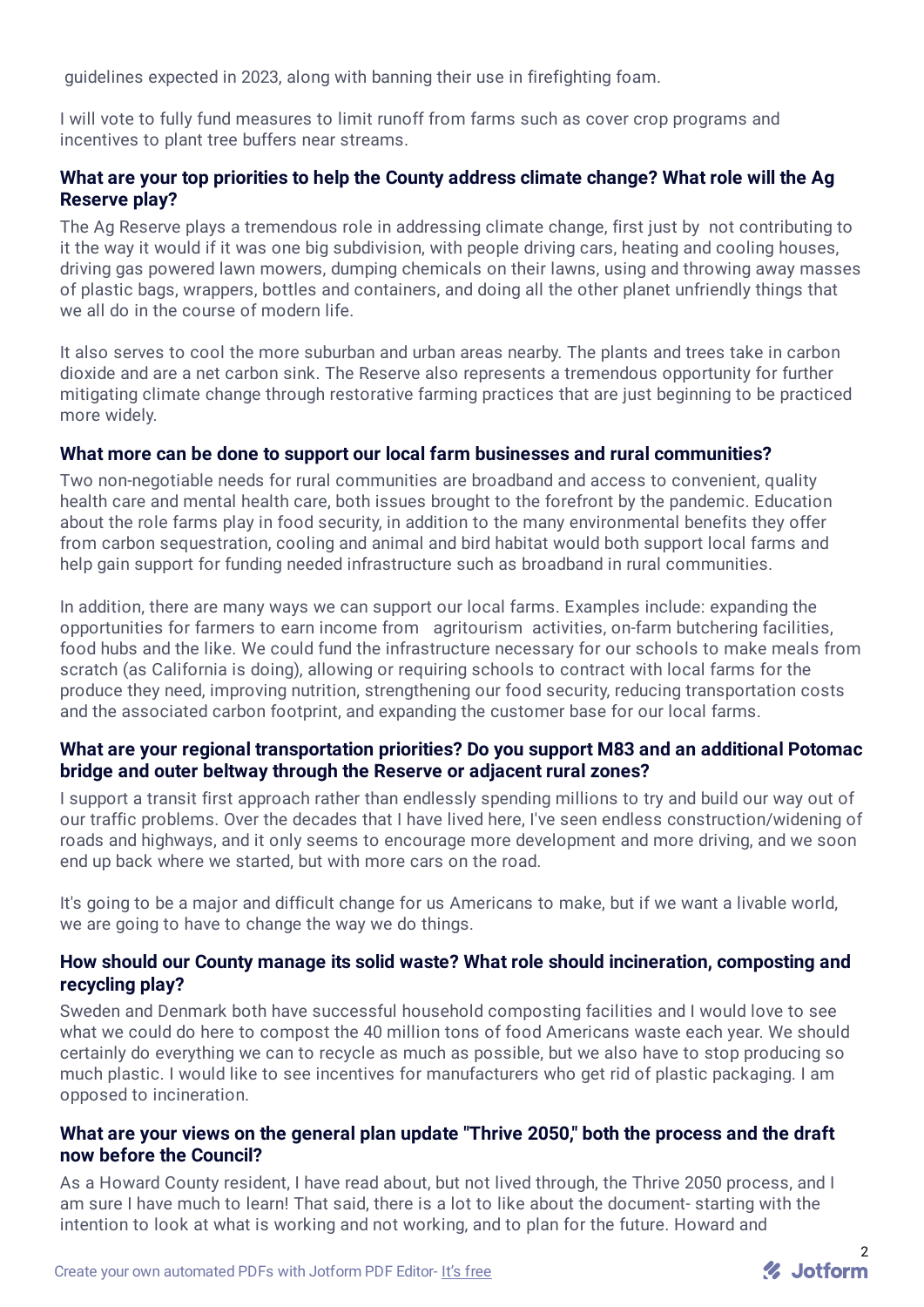guidelines expected in 2023, along with banning their use in firefighting foam.

I will vote to fully fund measures to limit runoff from farms such as cover crop programs and incentives to plant tree buffers near streams.

### What are your top priorities to help the County address climate change? What role will the Ag Reserve play?

The Ag Reserve plays a tremendous role in addressing climate change, first just by not contributing to it the way it would if it was one big subdivision, with people driving cars, heating and cooling houses, driving gas powered lawn mowers, dumping chemicals on their lawns, using and throwing away masses of plastic bags, wrappers, bottles and containers, and doing all the other planet unfriendly things that we all do in the course of modern life.

It also serves to cool the more suburban and urban areas nearby. The plants and trees take in carbon dioxide and are a net carbon sink. The Reserve also represents a tremendous opportunity for further mitigating climate change through restorative farming practices that are just beginning to be practiced more widely.

### What more can be done to support our local farm businesses and rural communities?

Two non-negotiable needs for rural communities are broadband and access to convenient, quality health care and mental health care, both issues brought to the forefront by the pandemic. Education about the role farms play in food security, in addition to the many environmental benefits they offer from carbon sequestration, cooling and animal and bird habitat would both support local farms and help gain support for funding needed infrastructure such as broadband in rural communities.

In addition, there are many ways we can support our local farms. Examples include: expanding the opportunities for farmers to earn income from agritourism activities, on-farm butchering facilities, food hubs and the like. We could fund the infrastructure necessary for our schools to make meals from scratch (as California is doing), allowing or requiring schools to contract with local farms for the produce they need, improving nutrition, strengthening our food security, reducing transportation costs and the associated carbon footprint, and expanding the customer base for our local farms.

### What are your regional transportation priorities? Do you support M83 and an additional Potomac bridge and outer beltway through the Reserve or adjacent rural zones?

I support a transit first approach rather than endlessly spending millions to try and build our way out of our traffic problems. Over the decades that I have lived here, I've seen endless construction/widening of roads and highways, and it only seems to encourage more development and more driving, and we soon end up back where we started, but with more cars on the road.

It's going to be a major and difficult change for us Americans to make, but if we want a livable world, we are going to have to change the way we do things.

### How should our County manage its solid waste? What role should incineration, composting and recycling play?

Sweden and Denmark both have successful household composting facilities and I would love to see what we could do here to compost the 40 million tons of food Americans waste each year. We should certainly do everything we can to recycle as much as possible, but we also have to stop producing so much plastic. I would like to see incentives for manufacturers who get rid of plastic packaging. I am opposed to incineration.

### What are your views on the general plan update "Thrive 2050," both the process and the draft now before the Council?

As a Howard County resident, I have read about, but not lived through, the Thrive 2050 process, and I am sure I have much to learn! That said, there is a lot to like about the document- starting with the intention to look at what is working and not working, and to plan for the future. Howard and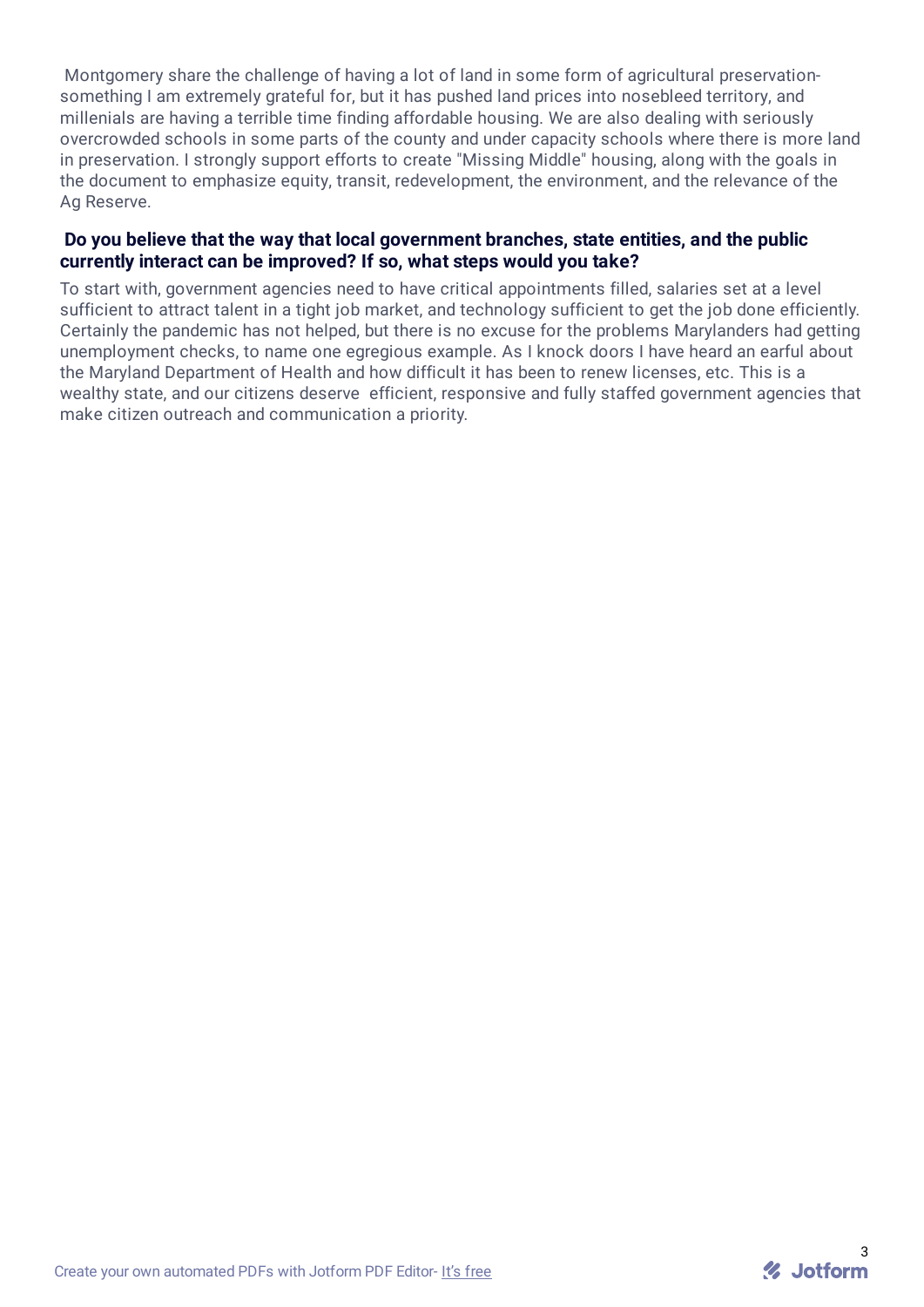Montgomery share the challenge of having a lot of land in some form of agricultural preservation-something I am extremely grateful for, but it has pushed land prices into nosebleed territory, and millenials are having a terrible time finding affordable housing. We are also dealing with seriously overcrowded schools in some parts of the county and under capacity schools where there is more land in preservation. I strongly support efforts to create "Missing Middle" housing, along with the goals in the document to emphasize equity, transit, redevelopment, the environment, and the relevance of the Ag Reserve.

**Do you believe that the way that local government branches, state entities, and the public currently interact can be improved? If so, what steps would you take?**

To start with, government agencies need to have critical appointments filled, salaries set at a level sufficient to attract talent in a tight job market, and technology sufficient to get the job done efficiently. Certainly the pandemic has not helped, but there is no excuse for the problems Marylanders had getting unemployment checks, to name one egregious example. As I knock doors I have heard an earful about the Maryland Department of Health and how difficult it has been to renew licenses, etc. This is a wealthy state, and our citizens deserve efficient, responsive and fully staffed government agencies that make citizen outreach and communication a priority.